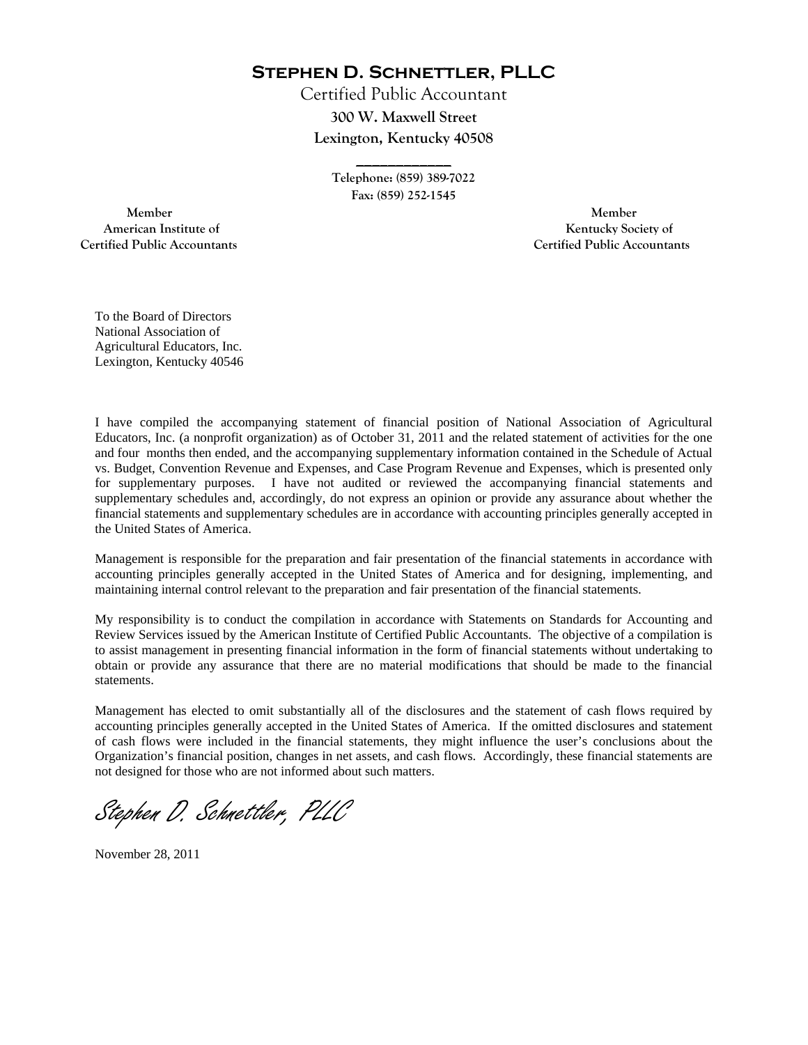**STEPHEN D. SCHNETTLER, PLLC**

Certified Public Accountant

300 W. Maxwell Street

Lexington, Kentucky 40508

Telephone: (859) 389-7022

Fax: (859) 252-1545

Member
American Institute of
Certified Public Accountants

Member
Kentucky Society of
Certified Public Accountants

To the Board of Directors
National Association of
Agricultural Educators, Inc.
Lexington, Kentucky 40546

I have compiled the accompanying statement of financial position of National Association of Agricultural Educators, Inc. (a nonprofit organization) as of October 31, 2011 and the related statement of activities for the one and four months then ended, and the accompanying supplementary information contained in the Schedule of Actual vs. Budget, Convention Revenue and Expenses, and Case Program Revenue and Expenses, which is presented only for supplementary purposes. I have not audited or reviewed the accompanying financial statements and supplementary schedules and, accordingly, do not express an opinion or provide any assurance about whether the financial statements and supplementary schedules are in accordance with accounting principles generally accepted in the United States of America.

Management is responsible for the preparation and fair presentation of the financial statements in accordance with accounting principles generally accepted in the United States of America and for designing, implementing, and maintaining internal control relevant to the preparation and fair presentation of the financial statements.

My responsibility is to conduct the compilation in accordance with Statements on Standards for Accounting and Review Services issued by the American Institute of Certified Public Accountants. The objective of a compilation is to assist management in presenting financial information in the form of financial statements without undertaking to obtain or provide any assurance that there are no material modifications that should be made to the financial statements.

Management has elected to omit substantially all of the disclosures and the statement of cash flows required by accounting principles generally accepted in the United States of America. If the omitted disclosures and statement of cash flows were included in the financial statements, they might influence the user's conclusions about the Organization's financial position, changes in net assets, and cash flows. Accordingly, these financial statements are not designed for those who are not informed about such matters.

*Stephen D. Schnettler, PLLC*

November 28, 2011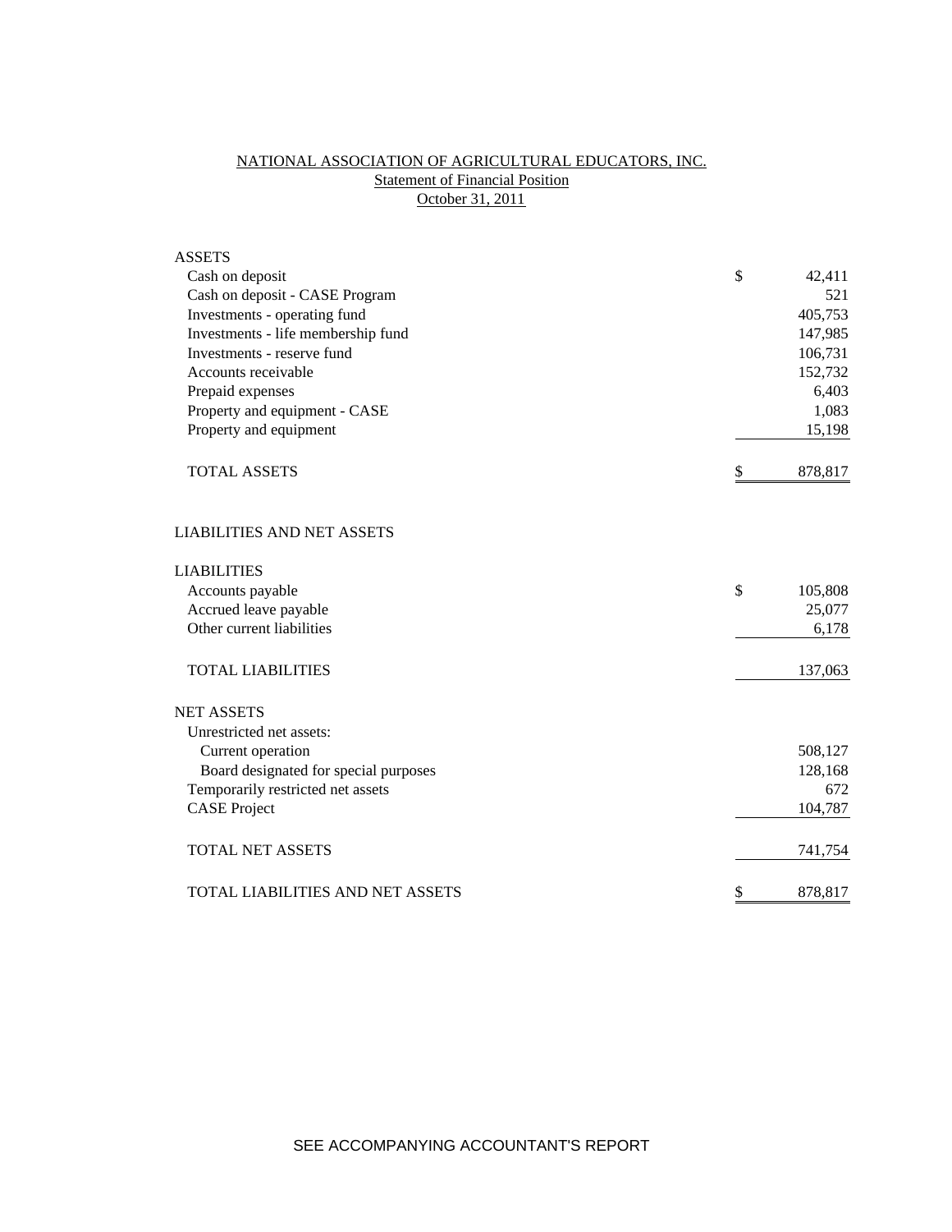# NATIONAL ASSOCIATION OF AGRICULTURAL EDUCATORS, INC.

## Statement of Financial Position

### October 31, 2011

| | | |
|---|---|---|
| **ASSETS** | | |
| Cash on deposit | $ | 42,411 |
| Cash on deposit - CASE Program | | 521 |
| Investments - operating fund | | 405,753 |
| Investments - life membership fund | | 147,985 |
| Investments - reserve fund | | 106,731 |
| Accounts receivable | | 152,732 |
| Prepaid expenses | | 6,403 |
| Property and equipment - CASE | | 1,083 |
| Property and equipment | | 15,198 |
| TOTAL ASSETS | $ | 878,817 |
| | | |
| **LIABILITIES AND NET ASSETS** | | |
| | | |
| **LIABILITIES** | | |
| Accounts payable | $ | 105,808 |
| Accrued leave payable | | 25,077 |
| Other current liabilities | | 6,178 |
| TOTAL LIABILITIES | | 137,063 |
| | | |
| **NET ASSETS** | | |
| Unrestricted net assets: | | |
| Current operation | | 508,127 |
| Board designated for special purposes | | 128,168 |
| Temporarily restricted net assets | | 672 |
| CASE Project | | 104,787 |
| TOTAL NET ASSETS | | 741,754 |
| | | |
| TOTAL LIABILITIES AND NET ASSETS | $ | 878,817 |

SEE ACCOMPANYING ACCOUNTANT'S REPORT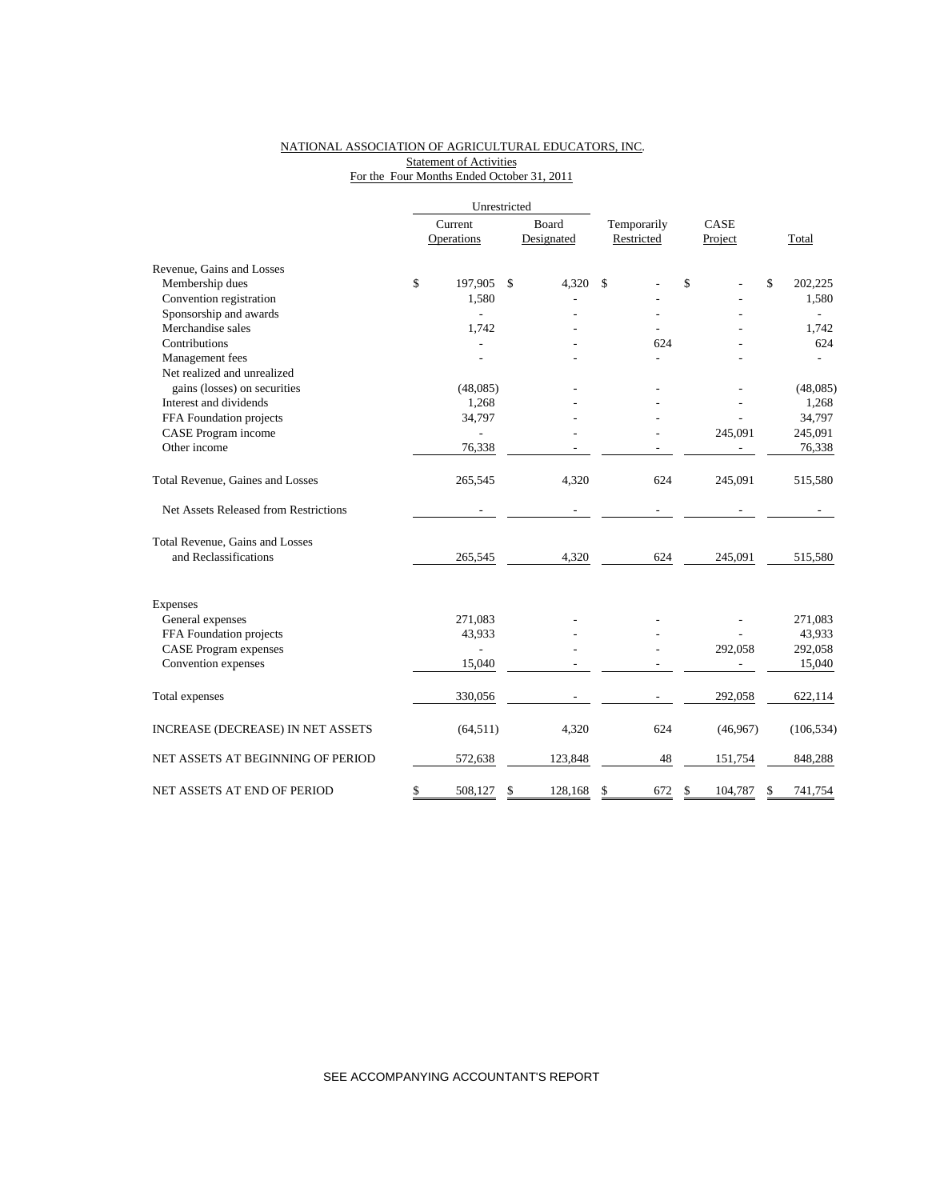NATIONAL ASSOCIATION OF AGRICULTURAL EDUCATORS, INC.

Statement of Activities

For the Four Months Ended October 31, 2011

| | Unrestricted | | | | |
|---|---|---|---|---|---|
| | Current Operations | Board Designated | Temporarily Restricted | CASE Project | Total |
| Revenue, Gains and Losses | | | | | |
| Membership dues | $ 197,905 | $ 4,320 | $ - | $ - | $ 202,225 |
| Convention registration | 1,580 | - | - | - | 1,580 |
| Sponsorship and awards | - | - | - | - | - |
| Merchandise sales | 1,742 | - | - | - | 1,742 |
| Contributions | - | - | 624 | - | 624 |
| Management fees | - | - | - | - | - |
| Net realized and unrealized gains (losses) on securities | (48,085) | - | - | - | (48,085) |
| Interest and dividends | 1,268 | - | - | - | 1,268 |
| FFA Foundation projects | 34,797 | - | - | - | 34,797 |
| CASE Program income | - | - | - | 245,091 | 245,091 |
| Other income | 76,338 | - | - | - | 76,338 |
| Total Revenue, Gaines and Losses | 265,545 | 4,320 | 624 | 245,091 | 515,580 |
| Net Assets Released from Restrictions | - | - | - | - | - |
| Total Revenue, Gains and Losses and Reclassifications | 265,545 | 4,320 | 624 | 245,091 | 515,580 |
| Expenses | | | | | |
| General expenses | 271,083 | - | - | - | 271,083 |
| FFA Foundation projects | 43,933 | - | - | - | 43,933 |
| CASE Program expenses | - | - | - | 292,058 | 292,058 |
| Convention expenses | 15,040 | - | - | - | 15,040 |
| Total expenses | 330,056 | - | - | 292,058 | 622,114 |
| INCREASE (DECREASE) IN NET ASSETS | (64,511) | 4,320 | 624 | (46,967) | (106,534) |
| NET ASSETS AT BEGINNING OF PERIOD | 572,638 | 123,848 | 48 | 151,754 | 848,288 |
| NET ASSETS AT END OF PERIOD | $ 508,127 | $ 128,168 | $ 672 | $ 104,787 | $ 741,754 |

SEE ACCOMPANYING ACCOUNTANT'S REPORT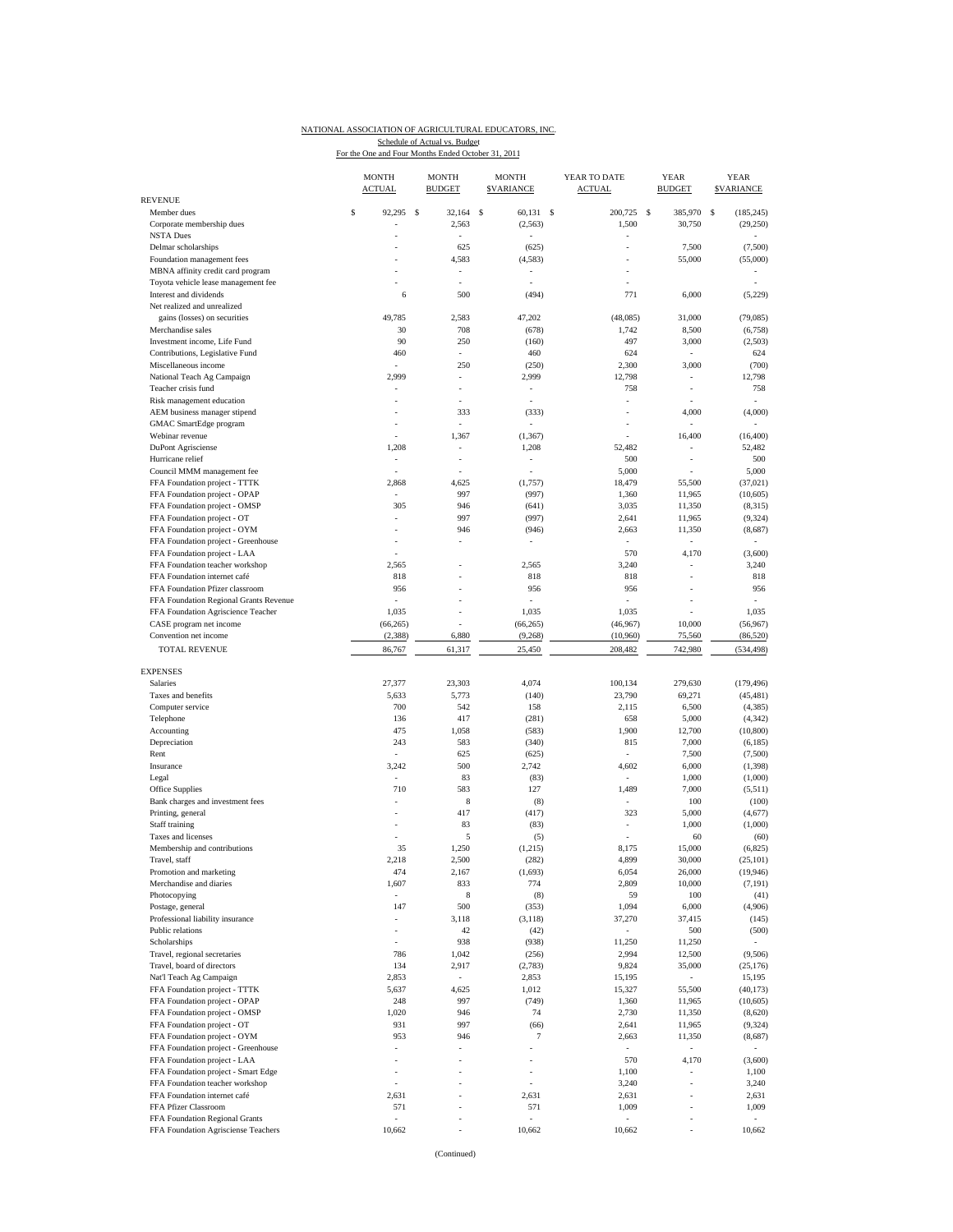NATIONAL ASSOCIATION OF AGRICULTURAL EDUCATORS, INC.
Schedule of Actual vs. Budget
For the One and Four Months Ended October 31, 2011

| | MONTH ACTUAL | MONTH BUDGET | MONTH $VARIANCE | YEAR TO DATE ACTUAL | YEAR BUDGET | YEAR $VARIANCE |
|---|---|---|---|---|---|---|
| **REVENUE** | | | | | | |
| Member dues | $ 92,295 | $ 32,164 | $ 60,131 | $ 200,725 | $ 385,970 | $ (185,245) |
| Corporate membership dues | - | 2,563 | (2,563) | 1,500 | 30,750 | (29,250) |
| NSTA Dues | - | - | - | - | | - |
| Delmar scholarships | - | 625 | (625) | - | 7,500 | (7,500) |
| Foundation management fees | - | 4,583 | (4,583) | - | 55,000 | (55,000) |
| MBNA affinity credit card program | - | - | - | - | | - |
| Toyota vehicle lease management fee | - | - | - | - | | - |
| Interest and dividends | 6 | 500 | (494) | 771 | 6,000 | (5,229) |
| Net realized and unrealized gains (losses) on securities | 49,785 | 2,583 | 47,202 | (48,085) | 31,000 | (79,085) |
| Merchandise sales | 30 | 708 | (678) | 1,742 | 8,500 | (6,758) |
| Investment income, Life Fund | 90 | 250 | (160) | 497 | 3,000 | (2,503) |
| Contributions, Legislative Fund | 460 | - | 460 | 624 | - | 624 |
| Miscellaneous income | - | 250 | (250) | 2,300 | 3,000 | (700) |
| National Teach Ag Campaign | 2,999 | - | 2,999 | 12,798 | - | 12,798 |
| Teacher crisis fund | - | - | - | 758 | - | 758 |
| Risk management education | - | - | - | - | - | - |
| AEM business manager stipend | - | 333 | (333) | - | 4,000 | (4,000) |
| GMAC SmartEdge program | - | - | - | - | - | - |
| Webinar revenue | - | 1,367 | (1,367) | - | 16,400 | (16,400) |
| DuPont Agrisciense | 1,208 | - | 1,208 | 52,482 | - | 52,482 |
| Hurricane relief | - | - | - | 500 | - | 500 |
| Council MMM management fee | - | - | - | 5,000 | - | 5,000 |
| FFA Foundation project - TTTK | 2,868 | 4,625 | (1,757) | 18,479 | 55,500 | (37,021) |
| FFA Foundation project - OPAP | - | 997 | (997) | 1,360 | 11,965 | (10,605) |
| FFA Foundation project - OMSP | 305 | 946 | (641) | 3,035 | 11,350 | (8,315) |
| FFA Foundation project - OT | - | 997 | (997) | 2,641 | 11,965 | (9,324) |
| FFA Foundation project - OYM | - | 946 | (946) | 2,663 | 11,350 | (8,687) |
| FFA Foundation project - Greenhouse | - | - | - | - | - | - |
| FFA Foundation project - LAA | - | | | 570 | 4,170 | (3,600) |
| FFA Foundation teacher workshop | 2,565 | - | 2,565 | 3,240 | - | 3,240 |
| FFA Foundation internet café | 818 | - | 818 | 818 | - | 818 |
| FFA Foundation Pfizer classroom | 956 | - | 956 | 956 | - | 956 |
| FFA Foundation Regional Grants Revenue | - | - | - | - | - | - |
| FFA Foundation Agriscience Teacher | 1,035 | - | 1,035 | 1,035 | - | 1,035 |
| CASE program net income | (66,265) | - | (66,265) | (46,967) | 10,000 | (56,967) |
| Convention net income | (2,388) | 6,880 | (9,268) | (10,960) | 75,560 | (86,520) |
| TOTAL REVENUE | 86,767 | 61,317 | 25,450 | 208,482 | 742,980 | (534,498) |
| **EXPENSES** | | | | | | |
| Salaries | 27,377 | 23,303 | 4,074 | 100,134 | 279,630 | (179,496) |
| Taxes and benefits | 5,633 | 5,773 | (140) | 23,790 | 69,271 | (45,481) |
| Computer service | 700 | 542 | 158 | 2,115 | 6,500 | (4,385) |
| Telephone | 136 | 417 | (281) | 658 | 5,000 | (4,342) |
| Accounting | 475 | 1,058 | (583) | 1,900 | 12,700 | (10,800) |
| Depreciation | 243 | 583 | (340) | 815 | 7,000 | (6,185) |
| Rent | - | 625 | (625) | - | 7,500 | (7,500) |
| Insurance | 3,242 | 500 | 2,742 | 4,602 | 6,000 | (1,398) |
| Legal | - | 83 | (83) | - | 1,000 | (1,000) |
| Office Supplies | 710 | 583 | 127 | 1,489 | 7,000 | (5,511) |
| Bank charges and investment fees | - | 8 | (8) | - | 100 | (100) |
| Printing, general | - | 417 | (417) | 323 | 5,000 | (4,677) |
| Staff training | - | 83 | (83) | - | 1,000 | (1,000) |
| Taxes and licenses | - | 5 | (5) | - | 60 | (60) |
| Membership and contributions | 35 | 1,250 | (1,215) | 8,175 | 15,000 | (6,825) |
| Travel, staff | 2,218 | 2,500 | (282) | 4,899 | 30,000 | (25,101) |
| Promotion and marketing | 474 | 2,167 | (1,693) | 6,054 | 26,000 | (19,946) |
| Merchandise and diaries | 1,607 | 833 | 774 | 2,809 | 10,000 | (7,191) |
| Photocopying | - | 8 | (8) | 59 | 100 | (41) |
| Postage, general | 147 | 500 | (353) | 1,094 | 6,000 | (4,906) |
| Professional liability insurance | - | 3,118 | (3,118) | 37,270 | 37,415 | (145) |
| Public relations | - | 42 | (42) | - | 500 | (500) |
| Scholarships | - | 938 | (938) | 11,250 | 11,250 | - |
| Travel, regional secretaries | 786 | 1,042 | (256) | 2,994 | 12,500 | (9,506) |
| Travel, board of directors | 134 | 2,917 | (2,783) | 9,824 | 35,000 | (25,176) |
| Nat'l Teach Ag Campaign | 2,853 | - | 2,853 | 15,195 | - | 15,195 |
| FFA Foundation project - TTTK | 5,637 | 4,625 | 1,012 | 15,327 | 55,500 | (40,173) |
| FFA Foundation project - OPAP | 248 | 997 | (749) | 1,360 | 11,965 | (10,605) |
| FFA Foundation project - OMSP | 1,020 | 946 | 74 | 2,730 | 11,350 | (8,620) |
| FFA Foundation project - OT | 931 | 997 | (66) | 2,641 | 11,965 | (9,324) |
| FFA Foundation project - OYM | 953 | 946 | 7 | 2,663 | 11,350 | (8,687) |
| FFA Foundation project - Greenhouse | - | - | - | - | - | - |
| FFA Foundation project - LAA | - | - | - | 570 | 4,170 | (3,600) |
| FFA Foundation project - Smart Edge | - | - | - | 1,100 | - | 1,100 |
| FFA Foundation teacher workshop | - | - | - | 3,240 | - | 3,240 |
| FFA Foundation internet café | 2,631 | - | 2,631 | 2,631 | - | 2,631 |
| FFA Pfizer Classroom | 571 | - | 571 | 1,009 | - | 1,009 |
| FFA Foundation Regional Grants | - | - | - | - | - | - |
| FFA Foundation Agrisciense Teachers | 10,662 | - | 10,662 | 10,662 | - | 10,662 |

(Continued)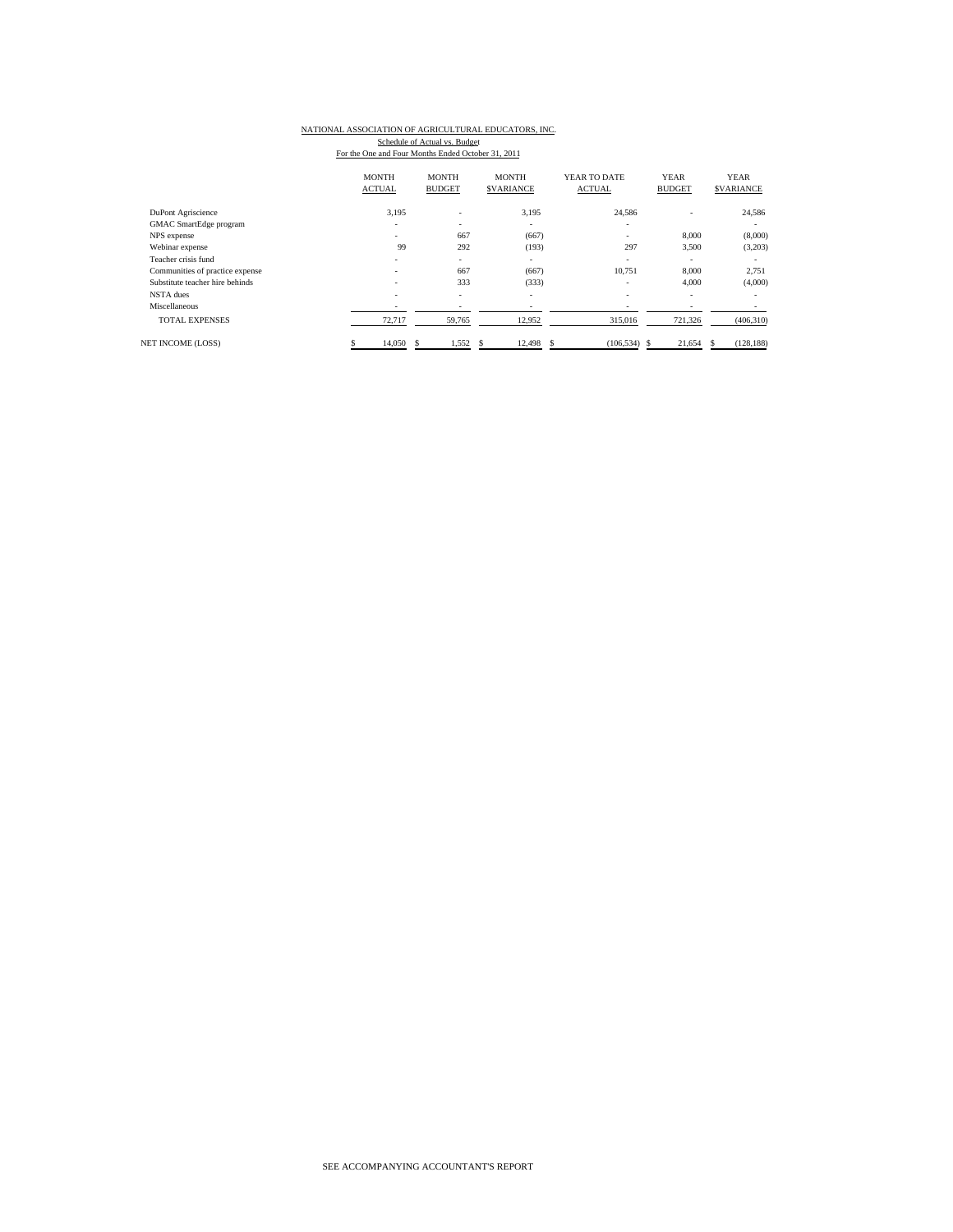NATIONAL ASSOCIATION OF AGRICULTURAL EDUCATORS, INC.

Schedule of Actual vs. Budget

For the One and Four Months Ended October 31, 2011

| | MONTH ACTUAL | MONTH BUDGET | MONTH $VARIANCE | YEAR TO DATE ACTUAL | YEAR BUDGET | YEAR $VARIANCE |
|---|---|---|---|---|---|---|
| DuPont Agriscience | 3,195 | - | 3,195 | 24,586 | - | 24,586 |
| GMAC SmartEdge program | - | - | - | - | | - |
| NPS expense | - | 667 | (667) | - | 8,000 | (8,000) |
| Webinar expense | 99 | 292 | (193) | 297 | 3,500 | (3,203) |
| Teacher crisis fund | - | - | - | - | - | - |
| Communities of practice expense | - | 667 | (667) | 10,751 | 8,000 | 2,751 |
| Substitute teacher hire behinds | - | 333 | (333) | - | 4,000 | (4,000) |
| NSTA dues | - | - | - | - | - | - |
| Miscellaneous | - | - | - | - | - | - |
| TOTAL EXPENSES | 72,717 | 59,765 | 12,952 | 315,016 | 721,326 | (406,310) |
| NET INCOME (LOSS) | $ 14,050 | $ 1,552 | $ 12,498 | $ (106,534) | $ 21,654 | $ (128,188) |

SEE ACCOMPANYING ACCOUNTANT'S REPORT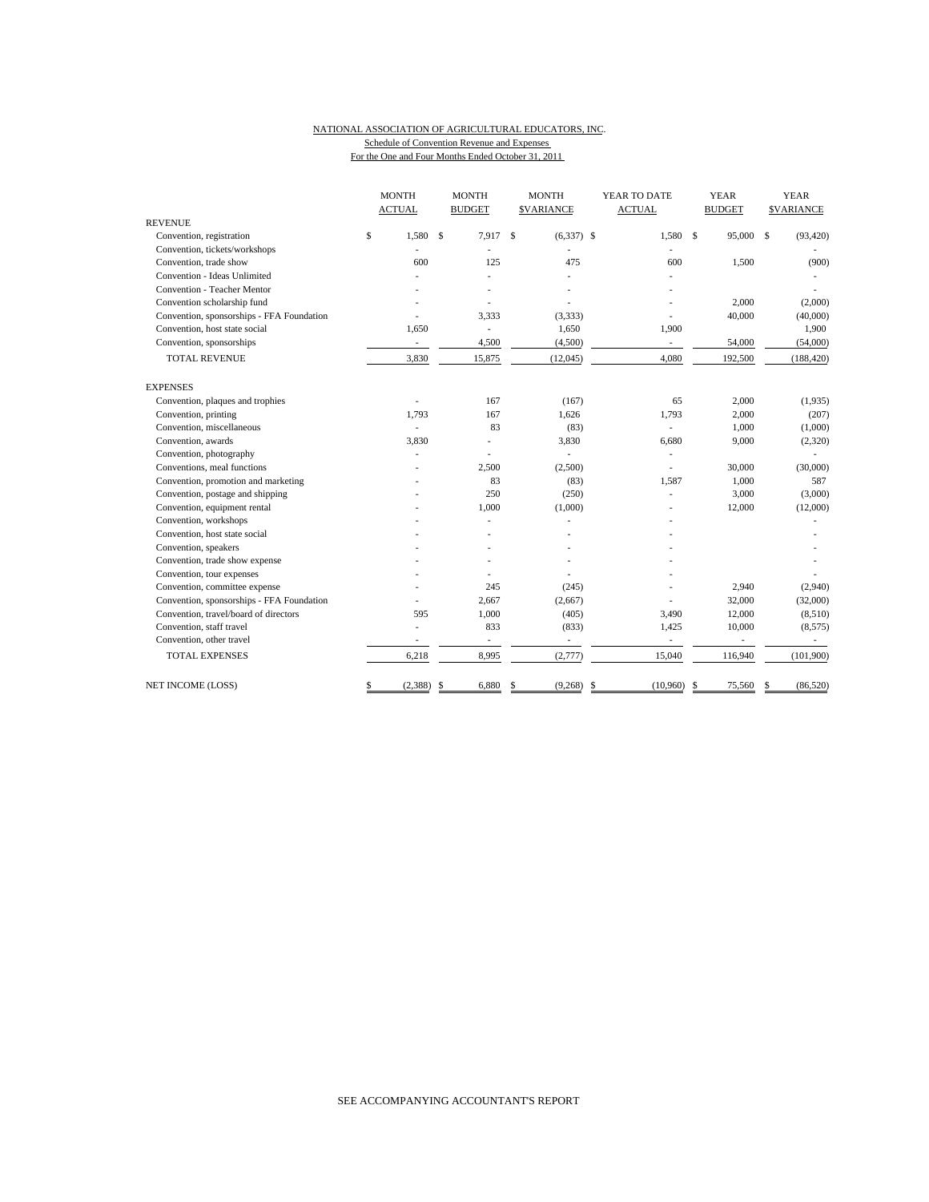NATIONAL ASSOCIATION OF AGRICULTURAL EDUCATORS, INC.

Schedule of Convention Revenue and Expenses

For the One and Four Months Ended October 31, 2011

| | MONTH ACTUAL | MONTH BUDGET | MONTH $VARIANCE | YEAR TO DATE ACTUAL | YEAR BUDGET | YEAR $VARIANCE |
|---|---|---|---|---|---|---|
| REVENUE | | | | | | |
| Convention, registration | $ 1,580 | $ 7,917 | $ (6,337) | $ 1,580 | $ 95,000 | $ (93,420) |
| Convention, tickets/workshops | - | - | - | - | | - |
| Convention, trade show | 600 | 125 | 475 | 600 | 1,500 | (900) |
| Convention - Ideas Unlimited | - | - | - | - | | - |
| Convention - Teacher Mentor | - | - | - | - | | - |
| Convention scholarship fund | - | - | - | - | 2,000 | (2,000) |
| Convention, sponsorships - FFA Foundation | - | 3,333 | (3,333) | - | 40,000 | (40,000) |
| Convention, host state social | 1,650 | - | 1,650 | 1,900 | | 1,900 |
| Convention, sponsorships | - | 4,500 | (4,500) | - | 54,000 | (54,000) |
| TOTAL REVENUE | 3,830 | 15,875 | (12,045) | 4,080 | 192,500 | (188,420) |
| EXPENSES | | | | | | |
| Convention, plaques and trophies | - | 167 | (167) | 65 | 2,000 | (1,935) |
| Convention, printing | 1,793 | 167 | 1,626 | 1,793 | 2,000 | (207) |
| Convention, miscellaneous | - | 83 | (83) | - | 1,000 | (1,000) |
| Convention, awards | 3,830 | - | 3,830 | 6,680 | 9,000 | (2,320) |
| Convention, photography | - | - | - | - | | - |
| Conventions, meal functions | - | 2,500 | (2,500) | - | 30,000 | (30,000) |
| Convention, promotion and marketing | - | 83 | (83) | 1,587 | 1,000 | 587 |
| Convention, postage and shipping | - | 250 | (250) | - | 3,000 | (3,000) |
| Convention, equipment rental | - | 1,000 | (1,000) | - | 12,000 | (12,000) |
| Convention, workshops | - | - | - | - | | - |
| Convention, host state social | - | - | - | - | | - |
| Convention, speakers | - | - | - | - | | - |
| Convention, trade show expense | - | - | - | - | | - |
| Convention, tour expenses | - | - | - | - | | - |
| Convention, committee expense | - | 245 | (245) | - | 2,940 | (2,940) |
| Convention, sponsorships - FFA Foundation | - | 2,667 | (2,667) | - | 32,000 | (32,000) |
| Convention, travel/board of directors | 595 | 1,000 | (405) | 3,490 | 12,000 | (8,510) |
| Convention, staff travel | - | 833 | (833) | 1,425 | 10,000 | (8,575) |
| Convention, other travel | - | - | - | - | - | - |
| TOTAL EXPENSES | 6,218 | 8,995 | (2,777) | 15,040 | 116,940 | (101,900) |
| NET INCOME (LOSS) | $ (2,388) | $ 6,880 | $ (9,268) | $ (10,960) | $ 75,560 | $ (86,520) |

SEE ACCOMPANYING ACCOUNTANT'S REPORT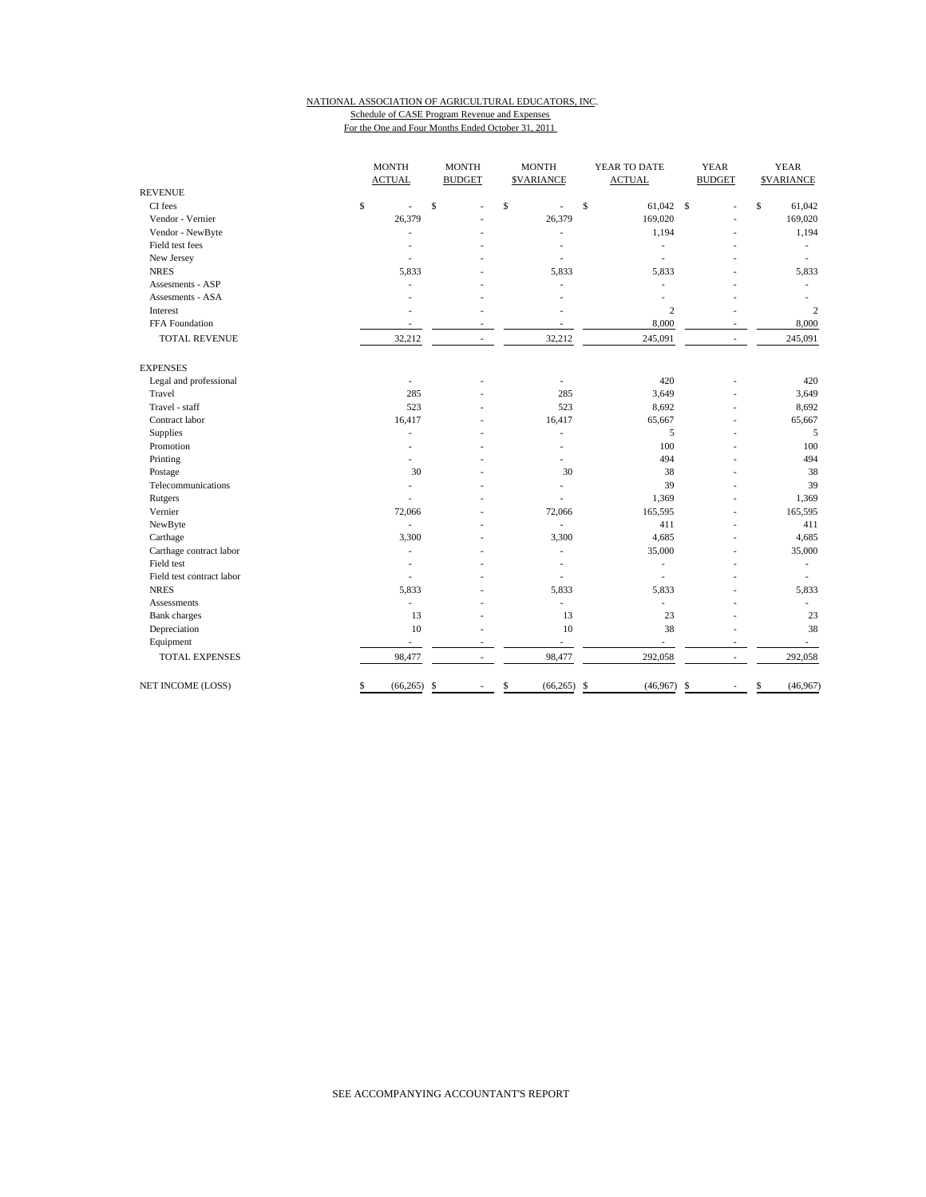NATIONAL ASSOCIATION OF AGRICULTURAL EDUCATORS, INC.
Schedule of CASE Program Revenue and Expenses
For the One and Four Months Ended October 31, 2011

| | MONTH ACTUAL | MONTH BUDGET | MONTH $VARIANCE | YEAR TO DATE ACTUAL | YEAR BUDGET | YEAR $VARIANCE |
|---|---|---|---|---|---|---|
| REVENUE | | | | | | |
| CI fees | $ - | $ - | $ - | $ 61,042 | $ - | $ 61,042 |
| Vendor - Vernier | 26,379 | - | 26,379 | 169,020 | - | 169,020 |
| Vendor - NewByte | - | - | - | 1,194 | - | 1,194 |
| Field test fees | - | - | - | - | - | - |
| New Jersey | - | - | - | - | - | - |
| NRES | 5,833 | - | 5,833 | 5,833 | - | 5,833 |
| Assesments - ASP | - | - | - | - | - | - |
| Assesments - ASA | - | - | - | - | - | - |
| Interest | - | - | - | 2 | - | 2 |
| FFA Foundation | - | - | - | 8,000 | - | 8,000 |
| TOTAL REVENUE | 32,212 | - | 32,212 | 245,091 | - | 245,091 |
| EXPENSES | | | | | | |
| Legal and professional | - | - | - | 420 | - | 420 |
| Travel | 285 | - | 285 | 3,649 | - | 3,649 |
| Travel - staff | 523 | - | 523 | 8,692 | - | 8,692 |
| Contract labor | 16,417 | - | 16,417 | 65,667 | - | 65,667 |
| Supplies | - | - | - | 5 | - | 5 |
| Promotion | - | - | - | 100 | - | 100 |
| Printing | - | - | - | 494 | - | 494 |
| Postage | 30 | - | 30 | 38 | - | 38 |
| Telecommunications | - | - | - | 39 | - | 39 |
| Rutgers | - | - | - | 1,369 | - | 1,369 |
| Vernier | 72,066 | - | 72,066 | 165,595 | - | 165,595 |
| NewByte | - | - | - | 411 | - | 411 |
| Carthage | 3,300 | - | 3,300 | 4,685 | - | 4,685 |
| Carthage contract labor | - | - | - | 35,000 | - | 35,000 |
| Field test | - | - | - | - | - | - |
| Field test contract labor | - | - | - | - | - | - |
| NRES | 5,833 | - | 5,833 | 5,833 | - | 5,833 |
| Assessments | - | - | - | - | - | - |
| Bank charges | 13 | - | 13 | 23 | - | 23 |
| Depreciation | 10 | - | 10 | 38 | - | 38 |
| Equipment | - | - | - | - | - | - |
| TOTAL EXPENSES | 98,477 | - | 98,477 | 292,058 | - | 292,058 |
| NET INCOME (LOSS) | $ (66,265) | $ - | $ (66,265) | $ (46,967) | $ - | $ (46,967) |

SEE ACCOMPANYING ACCOUNTANT'S REPORT